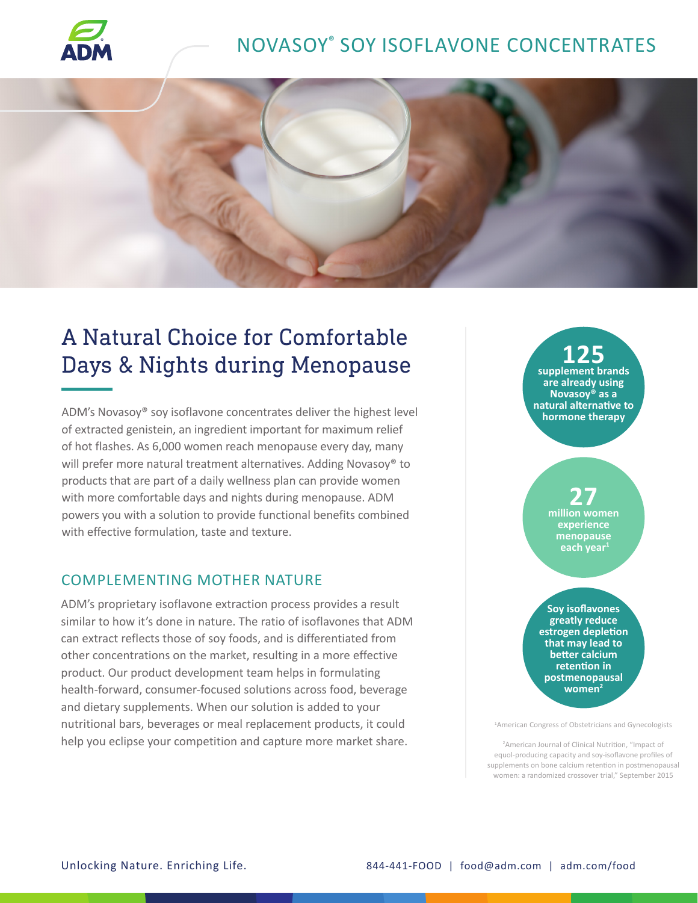# NOVASOY® SOY ISOFLAVONE CONCENTRATES

## A Natural Choice for Comfortable Days & Nights during Menopause

ADM's Novasoy® soy isoflavone concentrates deliver the highest level of extracted genistein, an ingredient important for maximum relief of hot flashes. As 6,000 women reach menopause every day, many will prefer more natural treatment alternatives. Adding Novasoy® to products that are part of a daily wellness plan can provide women with more comfortable days and nights during menopause. ADM powers you with a solution to provide functional benefits combined with effective formulation, taste and texture.

### COMPLEMENTING MOTHER NATURE

ADM's proprietary isoflavone extraction process provides a result similar to how it's done in nature. The ratio of isoflavones that ADM can extract reflects those of soy foods, and is differentiated from other concentrations on the market, resulting in a more effective product. Our product development team helps in formulating health-forward, consumer-focused solutions across food, beverage and dietary supplements. When our solution is added to your nutritional bars, beverages or meal replacement products, it could help you eclipse your competition and capture more market share.

**125** supplement brands are already using Novasoy® as a natural alternative to hormone therapy

**27** million women experience menopause each year[1]

**Soy isoflavones greatly reduce estrogen depletion that may lead to better calcium retention in postmenopausal women[2]**

[1]American Congress of Obstetricians and Gynecologists

[2]American Journal of Clinical Nutrition, "Impact of equol-producing capacity and soy-isoflavone profiles of supplements on bone calcium retention in postmenopausal women: a randomized crossover trial," September 2015

Unlocking Nature. Enriching Life.

844-441-FOOD | food@adm.com | adm.com/food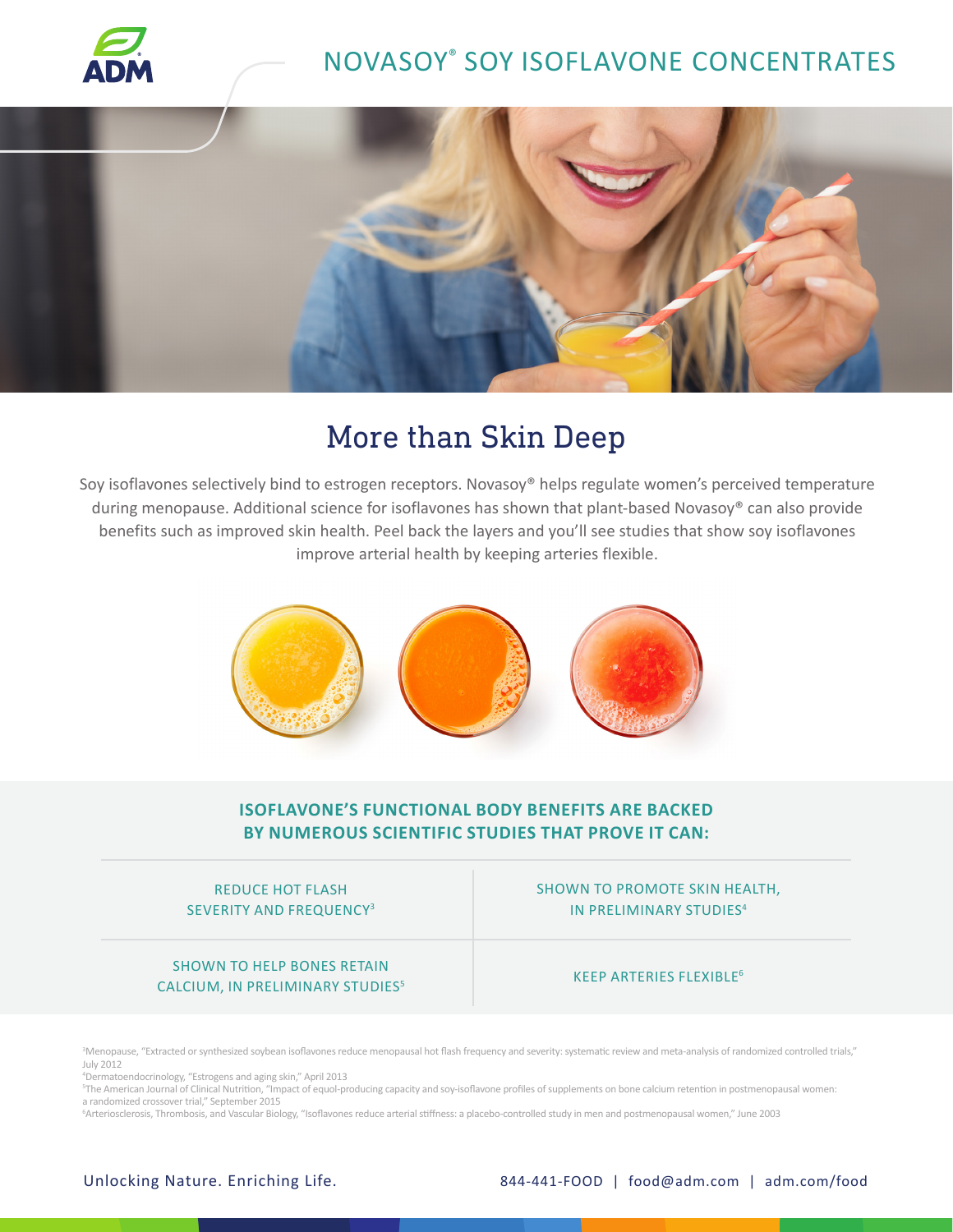# NOVASOY® SOY ISOFLAVONE CONCENTRATES

## More than Skin Deep

Soy isoflavones selectively bind to estrogen receptors. Novasoy® helps regulate women's perceived temperature during menopause. Additional science for isoflavones has shown that plant-based Novasoy® can also provide benefits such as improved skin health. Peel back the layers and you'll see studies that show soy isoflavones improve arterial health by keeping arteries flexible.

### ISOFLAVONE'S FUNCTIONAL BODY BENEFITS ARE BACKED BY NUMEROUS SCIENTIFIC STUDIES THAT PROVE IT CAN:

| | |
|---|---|
| REDUCE HOT FLASH SEVERITY AND FREQUENCY[3] | SHOWN TO PROMOTE SKIN HEALTH, IN PRELIMINARY STUDIES[4] |
| SHOWN TO HELP BONES RETAIN CALCIUM, IN PRELIMINARY STUDIES[5] | KEEP ARTERIES FLEXIBLE[6] |

[3]Menopause, "Extracted or synthesized soybean isoflavones reduce menopausal hot flash frequency and severity: systematic review and meta-analysis of randomized controlled trials," July 2012

[4]Dermatoendocrinology, "Estrogens and aging skin," April 2013

[5]The American Journal of Clinical Nutrition, "Impact of equol-producing capacity and soy-isoflavone profiles of supplements on bone calcium retention in postmenopausal women: a randomized crossover trial," September 2015

[6]Arteriosclerosis, Thrombosis, and Vascular Biology, "Isoflavones reduce arterial stiffness: a placebo-controlled study in men and postmenopausal women," June 2003

Unlocking Nature. Enriching Life.

844-441-FOOD | food@adm.com | adm.com/food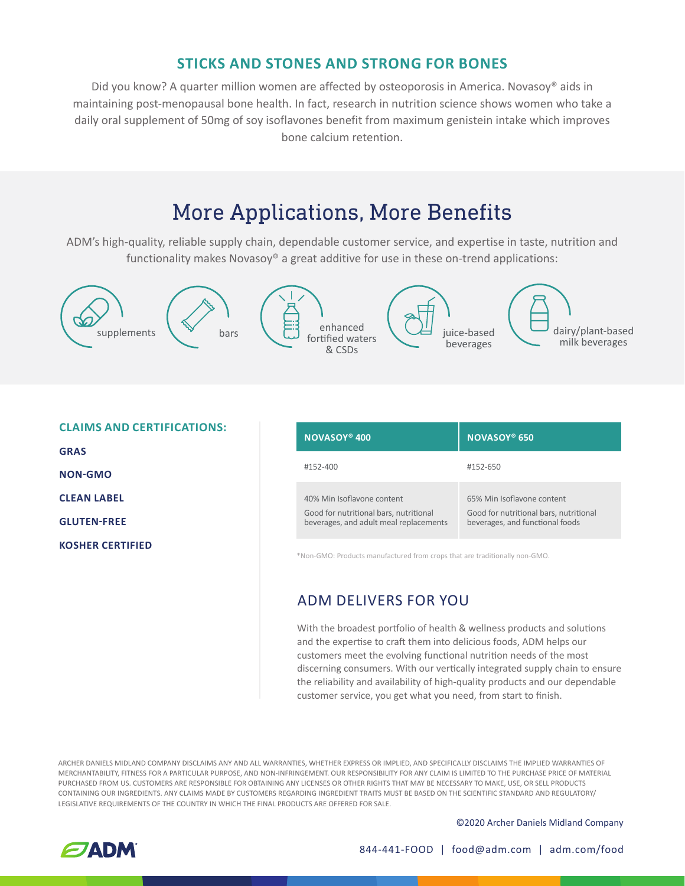## STICKS AND STONES AND STRONG FOR BONES

Did you know? A quarter million women are affected by osteoporosis in America. Novasoy® aids in maintaining post-menopausal bone health. In fact, research in nutrition science shows women who take a daily oral supplement of 50mg of soy isoflavones benefit from maximum genistein intake which improves bone calcium retention.

# More Applications, More Benefits

ADM's high-quality, reliable supply chain, dependable customer service, and expertise in taste, nutrition and functionality makes Novasoy® a great additive for use in these on-trend applications:

- supplements
- bars
- enhanced fortified waters & CSDs
- juice-based beverages
- dairy/plant-based milk beverages

### CLAIMS AND CERTIFICATIONS:

**GRAS**

**NON-GMO**

**CLEAN LABEL**

**GLUTEN-FREE**

**KOSHER CERTIFIED**

| NOVASOY® 400 | NOVASOY® 650 |
|---|---|
| #152-400 | #152-650 |
| 40% Min Isoflavone content<br>Good for nutritional bars, nutritional beverages, and adult meal replacements | 65% Min Isoflavone content<br>Good for nutritional bars, nutritional beverages, and functional foods |

*Non-GMO: Products manufactured from crops that are traditionally non-GMO.

## ADM DELIVERS FOR YOU

With the broadest portfolio of health & wellness products and solutions and the expertise to craft them into delicious foods, ADM helps our customers meet the evolving functional nutrition needs of the most discerning consumers. With our vertically integrated supply chain to ensure the reliability and availability of high-quality products and our dependable customer service, you get what you need, from start to finish.

ARCHER DANIELS MIDLAND COMPANY DISCLAIMS ANY AND ALL WARRANTIES, WHETHER EXPRESS OR IMPLIED, AND SPECIFICALLY DISCLAIMS THE IMPLIED WARRANTIES OF MERCHANTABILITY, FITNESS FOR A PARTICULAR PURPOSE, AND NON-INFRINGEMENT. OUR RESPONSIBILITY FOR ANY CLAIM IS LIMITED TO THE PURCHASE PRICE OF MATERIAL PURCHASED FROM US. CUSTOMERS ARE RESPONSIBLE FOR OBTAINING ANY LICENSES OR OTHER RIGHTS THAT MAY BE NECESSARY TO MAKE, USE, OR SELL PRODUCTS CONTAINING OUR INGREDIENTS. ANY CLAIMS MADE BY CUSTOMERS REGARDING INGREDIENT TRAITS MUST BE BASED ON THE SCIENTIFIC STANDARD AND REGULATORY/LEGISLATIVE REQUIREMENTS OF THE COUNTRY IN WHICH THE FINAL PRODUCTS ARE OFFERED FOR SALE.

©2020 Archer Daniels Midland Company

ADM

844-441-FOOD | food@adm.com | adm.com/food